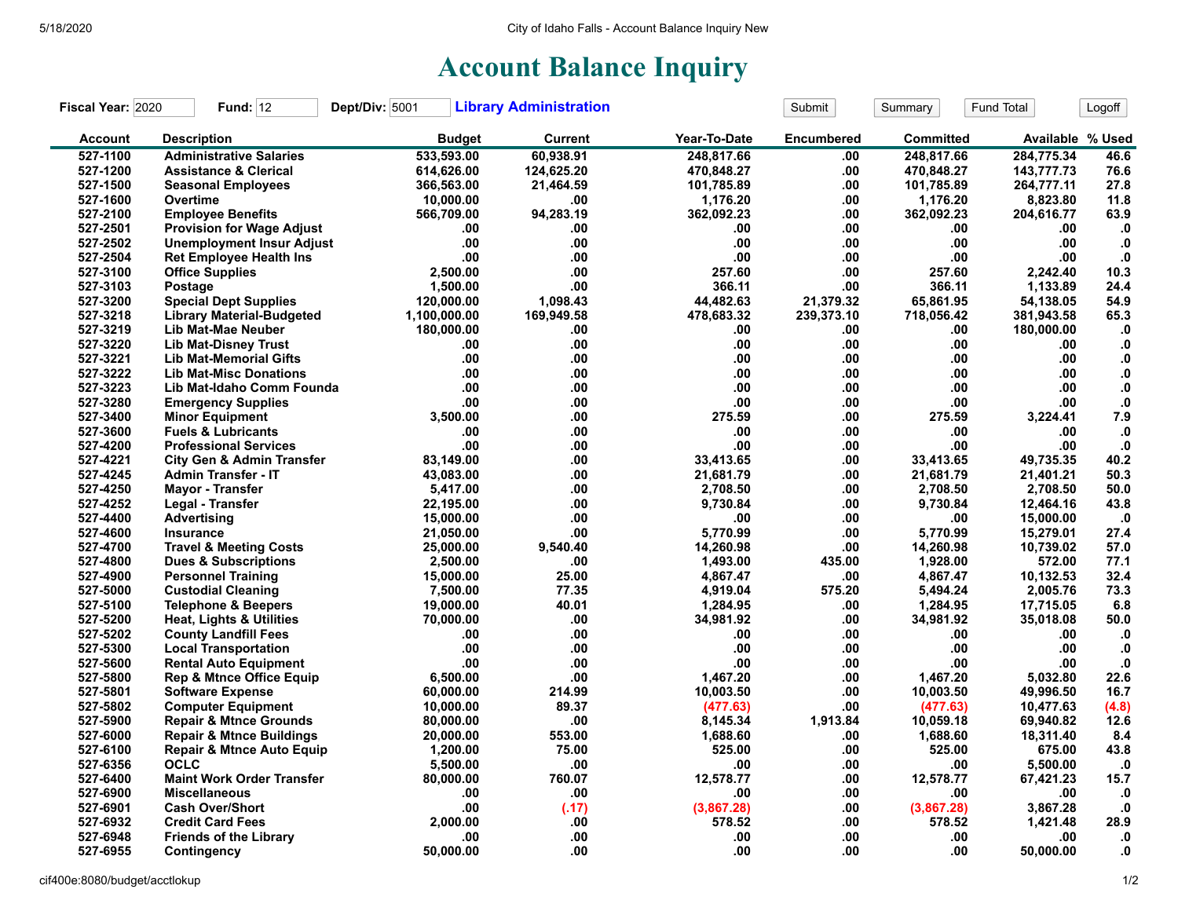# Account Balance Inquiry

**Fiscal Year:** 2020 **Fund:** 12 **Dept/Div:** 5001 **Library Administration**

| Account | Description | Budget | Current | Year-To-Date | Encumbered | Committed | Available | % Used |
|---|---|---|---|---|---|---|---|---|
| 527-1100 | Administrative Salaries | 533,593.00 | 60,938.91 | 248,817.66 | .00 | 248,817.66 | 284,775.34 | 46.6 |
| 527-1200 | Assistance & Clerical | 614,626.00 | 124,625.20 | 470,848.27 | .00 | 470,848.27 | 143,777.73 | 76.6 |
| 527-1500 | Seasonal Employees | 366,563.00 | 21,464.59 | 101,785.89 | .00 | 101,785.89 | 264,777.11 | 27.8 |
| 527-1600 | Overtime | 10,000.00 | .00 | 1,176.20 | .00 | 1,176.20 | 8,823.80 | 11.8 |
| 527-2100 | Employee Benefits | 566,709.00 | 94,283.19 | 362,092.23 | .00 | 362,092.23 | 204,616.77 | 63.9 |
| 527-2501 | Provision for Wage Adjust | .00 | .00 | .00 | .00 | .00 | .00 | .0 |
| 527-2502 | Unemployment Insur Adjust | .00 | .00 | .00 | .00 | .00 | .00 | .0 |
| 527-2504 | Ret Employee Health Ins | .00 | .00 | .00 | .00 | .00 | .00 | .0 |
| 527-3100 | Office Supplies | 2,500.00 | .00 | 257.60 | .00 | 257.60 | 2,242.40 | 10.3 |
| 527-3103 | Postage | 1,500.00 | .00 | 366.11 | .00 | 366.11 | 1,133.89 | 24.4 |
| 527-3200 | Special Dept Supplies | 120,000.00 | 1,098.43 | 44,482.63 | 21,379.32 | 65,861.95 | 54,138.05 | 54.9 |
| 527-3218 | Library Material-Budgeted | 1,100,000.00 | 169,949.58 | 478,683.32 | 239,373.10 | 718,056.42 | 381,943.58 | 65.3 |
| 527-3219 | Lib Mat-Mae Neuber | 180,000.00 | .00 | .00 | .00 | .00 | 180,000.00 | .0 |
| 527-3220 | Lib Mat-Disney Trust | .00 | .00 | .00 | .00 | .00 | .00 | .0 |
| 527-3221 | Lib Mat-Memorial Gifts | .00 | .00 | .00 | .00 | .00 | .00 | .0 |
| 527-3222 | Lib Mat-Misc Donations | .00 | .00 | .00 | .00 | .00 | .00 | .0 |
| 527-3223 | Lib Mat-Idaho Comm Founda | .00 | .00 | .00 | .00 | .00 | .00 | .0 |
| 527-3280 | Emergency Supplies | .00 | .00 | .00 | .00 | .00 | .00 | .0 |
| 527-3400 | Minor Equipment | 3,500.00 | .00 | 275.59 | .00 | 275.59 | 3,224.41 | 7.9 |
| 527-3600 | Fuels & Lubricants | .00 | .00 | .00 | .00 | .00 | .00 | .0 |
| 527-4200 | Professional Services | .00 | .00 | .00 | .00 | .00 | .00 | .0 |
| 527-4221 | City Gen & Admin Transfer | 83,149.00 | .00 | 33,413.65 | .00 | 33,413.65 | 49,735.35 | 40.2 |
| 527-4245 | Admin Transfer - IT | 43,083.00 | .00 | 21,681.79 | .00 | 21,681.79 | 21,401.21 | 50.3 |
| 527-4250 | Mayor - Transfer | 5,417.00 | .00 | 2,708.50 | .00 | 2,708.50 | 2,708.50 | 50.0 |
| 527-4252 | Legal - Transfer | 22,195.00 | .00 | 9,730.84 | .00 | 9,730.84 | 12,464.16 | 43.8 |
| 527-4400 | Advertising | 15,000.00 | .00 | .00 | .00 | .00 | 15,000.00 | .0 |
| 527-4600 | Insurance | 21,050.00 | .00 | 5,770.99 | .00 | 5,770.99 | 15,279.01 | 27.4 |
| 527-4700 | Travel & Meeting Costs | 25,000.00 | 9,540.40 | 14,260.98 | .00 | 14,260.98 | 10,739.02 | 57.0 |
| 527-4800 | Dues & Subscriptions | 2,500.00 | .00 | 1,493.00 | 435.00 | 1,928.00 | 572.00 | 77.1 |
| 527-4900 | Personnel Training | 15,000.00 | 25.00 | 4,867.47 | .00 | 4,867.47 | 10,132.53 | 32.4 |
| 527-5000 | Custodial Cleaning | 7,500.00 | 77.35 | 4,919.04 | 575.20 | 5,494.24 | 2,005.76 | 73.3 |
| 527-5100 | Telephone & Beepers | 19,000.00 | 40.01 | 1,284.95 | .00 | 1,284.95 | 17,715.05 | 6.8 |
| 527-5200 | Heat, Lights & Utilities | 70,000.00 | .00 | 34,981.92 | .00 | 34,981.92 | 35,018.08 | 50.0 |
| 527-5202 | County Landfill Fees | .00 | .00 | .00 | .00 | .00 | .00 | .0 |
| 527-5300 | Local Transportation | .00 | .00 | .00 | .00 | .00 | .00 | .0 |
| 527-5600 | Rental Auto Equipment | .00 | .00 | .00 | .00 | .00 | .00 | .0 |
| 527-5800 | Rep & Mtnce Office Equip | 6,500.00 | .00 | 1,467.20 | .00 | 1,467.20 | 5,032.80 | 22.6 |
| 527-5801 | Software Expense | 60,000.00 | 214.99 | 10,003.50 | .00 | 10,003.50 | 49,996.50 | 16.7 |
| 527-5802 | Computer Equipment | 10,000.00 | 89.37 | (477.63) | .00 | (477.63) | 10,477.63 | (4.8) |
| 527-5900 | Repair & Mtnce Grounds | 80,000.00 | .00 | 8,145.34 | 1,913.84 | 10,059.18 | 69,940.82 | 12.6 |
| 527-6000 | Repair & Mtnce Buildings | 20,000.00 | 553.00 | 1,688.60 | .00 | 1,688.60 | 18,311.40 | 8.4 |
| 527-6100 | Repair & Mtnce Auto Equip | 1,200.00 | 75.00 | 525.00 | .00 | 525.00 | 675.00 | 43.8 |
| 527-6356 | OCLC | 5,500.00 | .00 | .00 | .00 | .00 | 5,500.00 | .0 |
| 527-6400 | Maint Work Order Transfer | 80,000.00 | 760.07 | 12,578.77 | .00 | 12,578.77 | 67,421.23 | 15.7 |
| 527-6900 | Miscellaneous | .00 | .00 | .00 | .00 | .00 | .00 | .0 |
| 527-6901 | Cash Over/Short | .00 | (.17) | (3,867.28) | .00 | (3,867.28) | 3,867.28 | .0 |
| 527-6932 | Credit Card Fees | 2,000.00 | .00 | 578.52 | .00 | 578.52 | 1,421.48 | 28.9 |
| 527-6948 | Friends of the Library | .00 | .00 | .00 | .00 | .00 | .00 | .0 |
| 527-6955 | Contingency | 50,000.00 | .00 | .00 | .00 | .00 | 50,000.00 | .0 |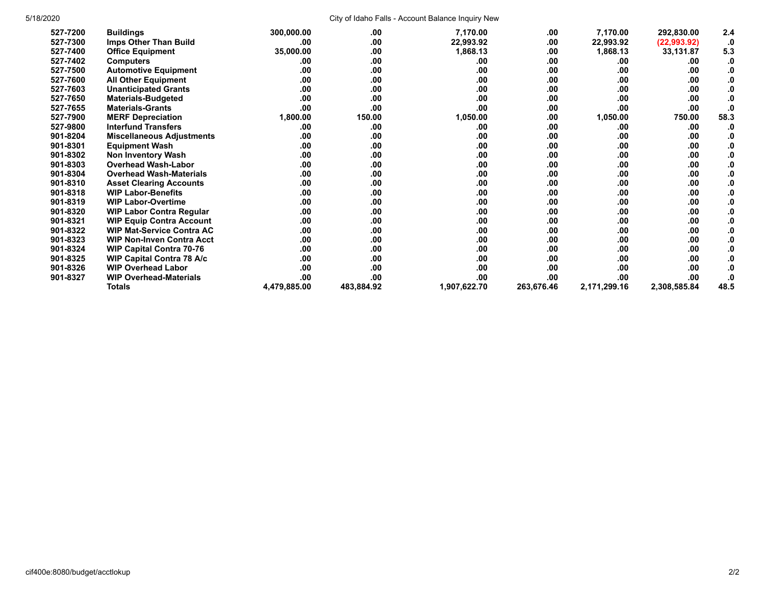| | | | | | | | | |
|---|---|---|---|---|---|---|---|---|
| 527-7200 | Buildings | 300,000.00 | .00 | 7,170.00 | .00 | 7,170.00 | 292,830.00 | 2.4 |
| 527-7300 | Imps Other Than Build | .00 | .00 | 22,993.92 | .00 | 22,993.92 | (22,993.92) | .0 |
| 527-7400 | Office Equipment | 35,000.00 | .00 | 1,868.13 | .00 | 1,868.13 | 33,131.87 | 5.3 |
| 527-7402 | Computers | .00 | .00 | .00 | .00 | .00 | .00 | .0 |
| 527-7500 | Automotive Equipment | .00 | .00 | .00 | .00 | .00 | .00 | .0 |
| 527-7600 | All Other Equipment | .00 | .00 | .00 | .00 | .00 | .00 | .0 |
| 527-7603 | Unanticipated Grants | .00 | .00 | .00 | .00 | .00 | .00 | .0 |
| 527-7650 | Materials-Budgeted | .00 | .00 | .00 | .00 | .00 | .00 | .0 |
| 527-7655 | Materials-Grants | .00 | .00 | .00 | .00 | .00 | .00 | .0 |
| 527-7900 | MERF Depreciation | 1,800.00 | 150.00 | 1,050.00 | .00 | 1,050.00 | 750.00 | 58.3 |
| 527-9800 | Interfund Transfers | .00 | .00 | .00 | .00 | .00 | .00 | .0 |
| 901-8204 | Miscellaneous Adjustments | .00 | .00 | .00 | .00 | .00 | .00 | .0 |
| 901-8301 | Equipment Wash | .00 | .00 | .00 | .00 | .00 | .00 | .0 |
| 901-8302 | Non Inventory Wash | .00 | .00 | .00 | .00 | .00 | .00 | .0 |
| 901-8303 | Overhead Wash-Labor | .00 | .00 | .00 | .00 | .00 | .00 | .0 |
| 901-8304 | Overhead Wash-Materials | .00 | .00 | .00 | .00 | .00 | .00 | .0 |
| 901-8310 | Asset Clearing Accounts | .00 | .00 | .00 | .00 | .00 | .00 | .0 |
| 901-8318 | WIP Labor-Benefits | .00 | .00 | .00 | .00 | .00 | .00 | .0 |
| 901-8319 | WIP Labor-Overtime | .00 | .00 | .00 | .00 | .00 | .00 | .0 |
| 901-8320 | WIP Labor Contra Regular | .00 | .00 | .00 | .00 | .00 | .00 | .0 |
| 901-8321 | WIP Equip Contra Account | .00 | .00 | .00 | .00 | .00 | .00 | .0 |
| 901-8322 | WIP Mat-Service Contra AC | .00 | .00 | .00 | .00 | .00 | .00 | .0 |
| 901-8323 | WIP Non-Inven Contra Acct | .00 | .00 | .00 | .00 | .00 | .00 | .0 |
| 901-8324 | WIP Capital Contra 70-76 | .00 | .00 | .00 | .00 | .00 | .00 | .0 |
| 901-8325 | WIP Capital Contra 78 A/c | .00 | .00 | .00 | .00 | .00 | .00 | .0 |
| 901-8326 | WIP Overhead Labor | .00 | .00 | .00 | .00 | .00 | .00 | .0 |
| 901-8327 | WIP Overhead-Materials | .00 | .00 | .00 | .00 | .00 | .00 | .0 |
| | Totals | 4,479,885.00 | 483,884.92 | 1,907,622.70 | 263,676.46 | 2,171,299.16 | 2,308,585.84 | 48.5 |